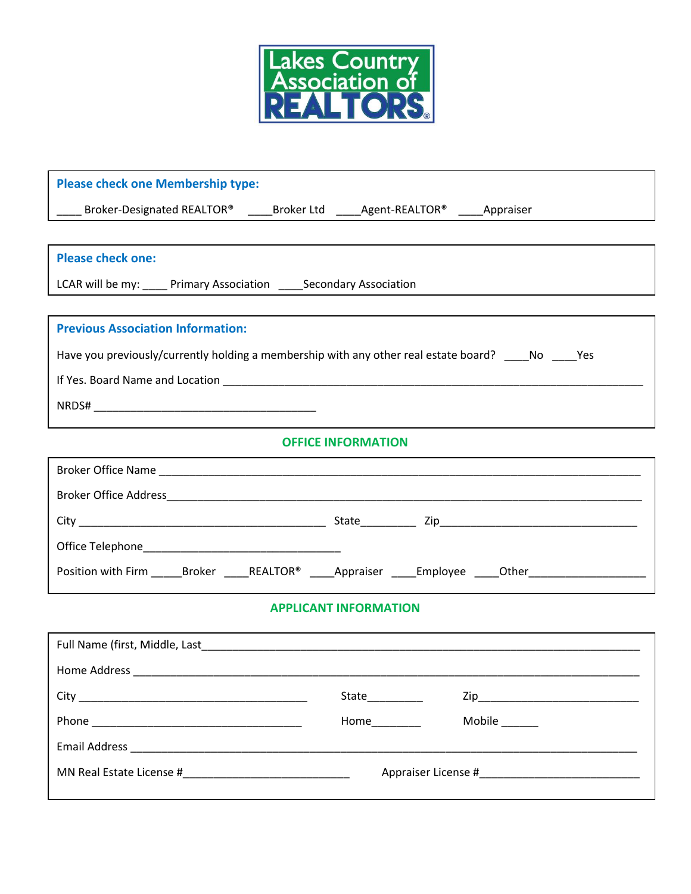# Lakes Country Association of REALTORS®

**Please check one Membership type:**

____ Broker-Designated REALTOR®  ____Broker Ltd  ____Agent-REALTOR®  ____Appraiser

**Please check one:**

LCAR will be my: ____ Primary Association  ____Secondary Association

**Previous Association Information:**

Have you previously/currently holding a membership with any other real estate board?  ____No  ____Yes

If Yes. Board Name and Location ___________________________________________________________________

NRDS# _____________________________________

## OFFICE INFORMATION

Broker Office Name ________________________________________________________________________

Broker Office Address_______________________________________________________________________

City __________________________________________  State_________  Zip_________________________________

Office Telephone_________________________________

Position with Firm _____Broker  ____REALTOR®  ____Appraiser  ____Employee  ____Other___________________

## APPLICANT INFORMATION

Full Name (first, Middle, Last___________________________________________________________________

Home Address ____________________________________________________________________________

City _______________________________________  State_________  Zip___________________________

Phone ____________________________________  Home________  Mobile ______

Email Address _____________________________________________________________________________

MN Real Estate License #____________________________  Appraiser License #___________________________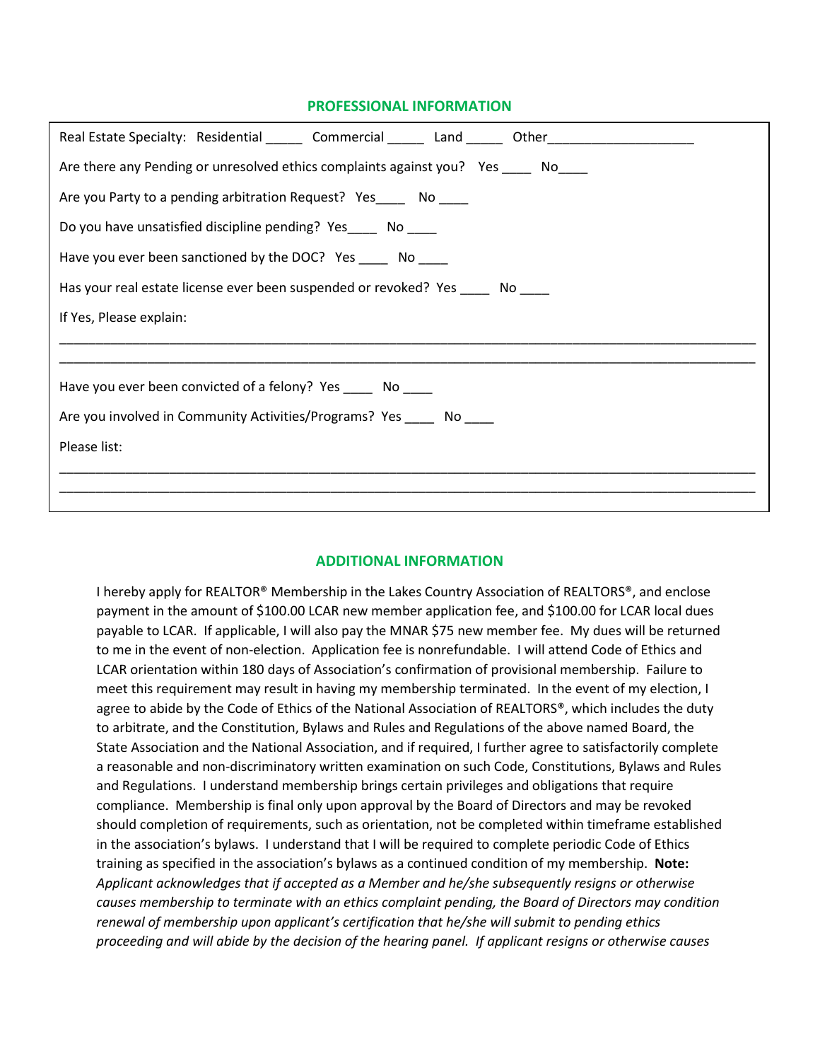## PROFESSIONAL INFORMATION

Real Estate Specialty: Residential _____ Commercial _____ Land _____ Other____________________

Are there any Pending or unresolved ethics complaints against you? Yes ____ No____

Are you Party to a pending arbitration Request? Yes____ No ____

Do you have unsatisfied discipline pending? Yes____ No ____

Have you ever been sanctioned by the DOC? Yes ____ No ____

Has your real estate license ever been suspended or revoked? Yes ____ No ____

If Yes, Please explain:

______________________________________________________________________________________________

______________________________________________________________________________________________

Have you ever been convicted of a felony? Yes ____ No ____

Are you involved in Community Activities/Programs? Yes ____ No ____

Please list:

______________________________________________________________________________________________

______________________________________________________________________________________________

## ADDITIONAL INFORMATION

I hereby apply for REALTOR® Membership in the Lakes Country Association of REALTORS®, and enclose payment in the amount of $100.00 LCAR new member application fee, and $100.00 for LCAR local dues payable to LCAR. If applicable, I will also pay the MNAR $75 new member fee. My dues will be returned to me in the event of non-election. Application fee is nonrefundable. I will attend Code of Ethics and LCAR orientation within 180 days of Association's confirmation of provisional membership. Failure to meet this requirement may result in having my membership terminated. In the event of my election, I agree to abide by the Code of Ethics of the National Association of REALTORS®, which includes the duty to arbitrate, and the Constitution, Bylaws and Rules and Regulations of the above named Board, the State Association and the National Association, and if required, I further agree to satisfactorily complete a reasonable and non-discriminatory written examination on such Code, Constitutions, Bylaws and Rules and Regulations. I understand membership brings certain privileges and obligations that require compliance. Membership is final only upon approval by the Board of Directors and may be revoked should completion of requirements, such as orientation, not be completed within timeframe established in the association's bylaws. I understand that I will be required to complete periodic Code of Ethics training as specified in the association's bylaws as a continued condition of my membership. **Note:** *Applicant acknowledges that if accepted as a Member and he/she subsequently resigns or otherwise causes membership to terminate with an ethics complaint pending, the Board of Directors may condition renewal of membership upon applicant's certification that he/she will submit to pending ethics proceeding and will abide by the decision of the hearing panel. If applicant resigns or otherwise causes*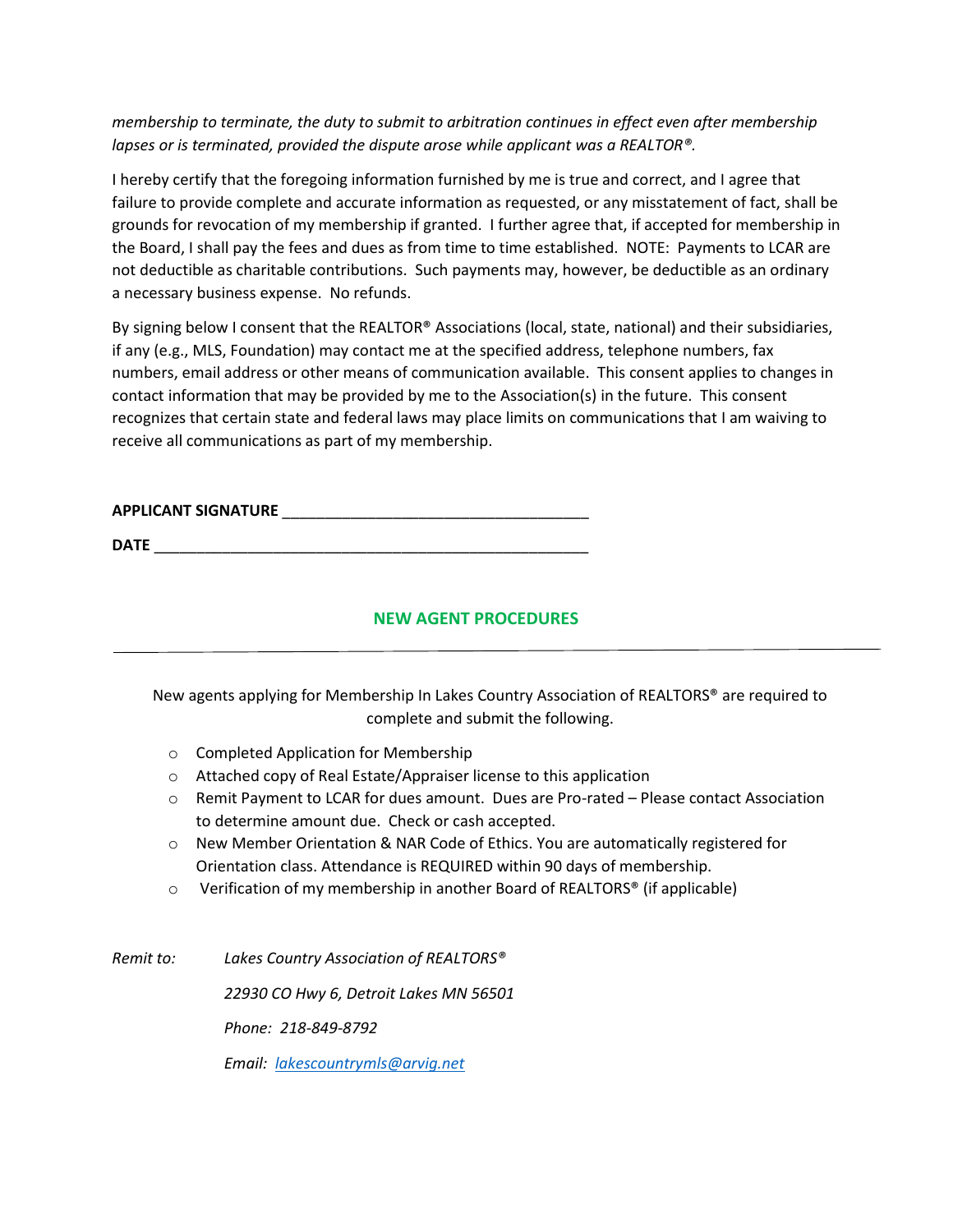*membership to terminate, the duty to submit to arbitration continues in effect even after membership lapses or is terminated, provided the dispute arose while applicant was a REALTOR®.*

I hereby certify that the foregoing information furnished by me is true and correct, and I agree that failure to provide complete and accurate information as requested, or any misstatement of fact, shall be grounds for revocation of my membership if granted. I further agree that, if accepted for membership in the Board, I shall pay the fees and dues as from time to time established. NOTE: Payments to LCAR are not deductible as charitable contributions. Such payments may, however, be deductible as an ordinary a necessary business expense. No refunds.

By signing below I consent that the REALTOR® Associations (local, state, national) and their subsidiaries, if any (e.g., MLS, Foundation) may contact me at the specified address, telephone numbers, fax numbers, email address or other means of communication available. This consent applies to changes in contact information that may be provided by me to the Association(s) in the future. This consent recognizes that certain state and federal laws may place limits on communications that I am waiving to receive all communications as part of my membership.

**APPLICANT SIGNATURE** ___________________________________

**DATE** ___________________________________________________

## NEW AGENT PROCEDURES

---

New agents applying for Membership In Lakes Country Association of REALTORS® are required to complete and submit the following.

- Completed Application for Membership
- Attached copy of Real Estate/Appraiser license to this application
- Remit Payment to LCAR for dues amount. Dues are Pro-rated – Please contact Association to determine amount due. Check or cash accepted.
- New Member Orientation & NAR Code of Ethics. You are automatically registered for Orientation class. Attendance is REQUIRED within 90 days of membership.
- Verification of my membership in another Board of REALTORS® (if applicable)

*Remit to:* *Lakes Country Association of REALTORS®*

*22930 CO Hwy 6, Detroit Lakes MN 56501*

*Phone: 218-849-8792*

*Email: lakescountrymls@arvig.net*